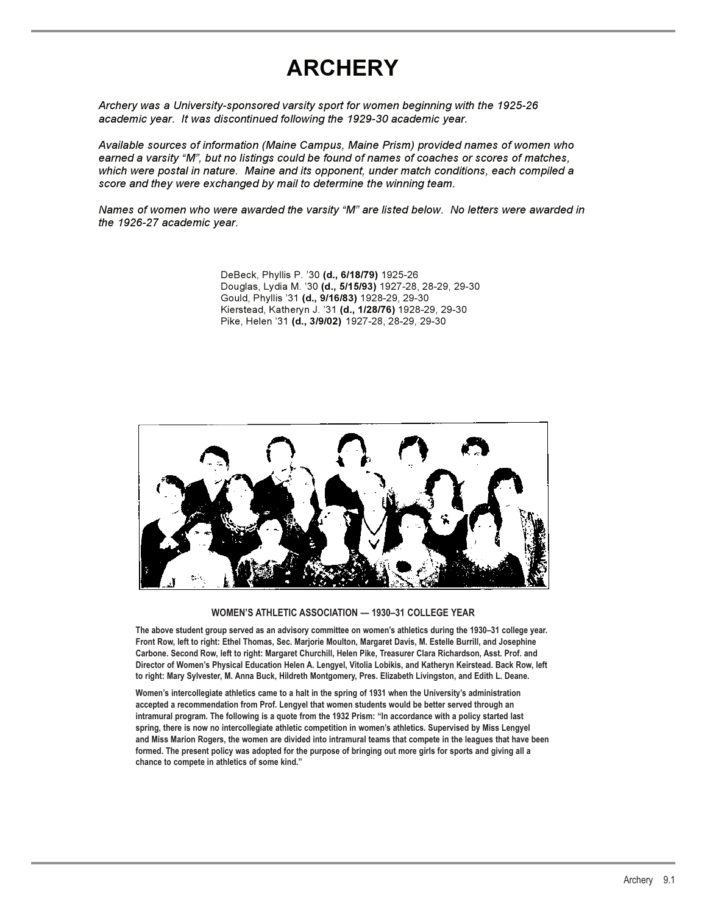# ARCHERY

*Archery was a University-sponsored varsity sport for women beginning with the 1925-26 academic year. It was discontinued following the 1929-30 academic year.*

*Available sources of information (Maine Campus, Maine Prism) provided names of women who earned a varsity "M", but no listings could be found of names of coaches or scores of matches, which were postal in nature. Maine and its opponent, under match conditions, each compiled a score and they were exchanged by mail to determine the winning team.*

*Names of women who were awarded the varsity "M" are listed below. No letters were awarded in the 1926-27 academic year.*

DeBeck, Phyllis P. '30 **(d., 6/18/79)** 1925-26
Douglas, Lydia M. '30 **(d., 5/15/93)** 1927-28, 28-29, 29-30
Gould, Phyllis '31 **(d., 9/16/83)** 1928-29, 29-30
Kierstead, Katheryn J. '31 **(d., 1/28/76)** 1928-29, 29-30
Pike, Helen '31 **(d., 3/9/02)** 1927-28, 28-29, 29-30

**WOMEN'S ATHLETIC ASSOCIATION — 1930–31 COLLEGE YEAR**

**The above student group served as an advisory committee on women's athletics during the 1930–31 college year. Front Row, left to right: Ethel Thomas, Sec. Marjorie Moulton, Margaret Davis, M. Estelle Burrill, and Josephine Carbone. Second Row, left to right: Margaret Churchill, Helen Pike, Treasurer Clara Richardson, Asst. Prof. and Director of Women's Physical Education Helen A. Lengyel, Vitolia Lobikis, and Katheryn Keirstead. Back Row, left to right: Mary Sylvester, M. Anna Buck, Hildreth Montgomery, Pres. Elizabeth Livingston, and Edith L. Deane.**

**Women's intercollegiate athletics came to a halt in the spring of 1931 when the University's administration accepted a recommendation from Prof. Lengyel that women students would be better served through an intramural program. The following is a quote from the 1932 Prism: "In accordance with a policy started last spring, there is now no intercollegiate athletic competition in women's athletics. Supervised by Miss Lengyel and Miss Marion Rogers, the women are divided into intramural teams that compete in the leagues that have been formed. The present policy was adopted for the purpose of bringing out more girls for sports and giving all a chance to compete in athletics of some kind."**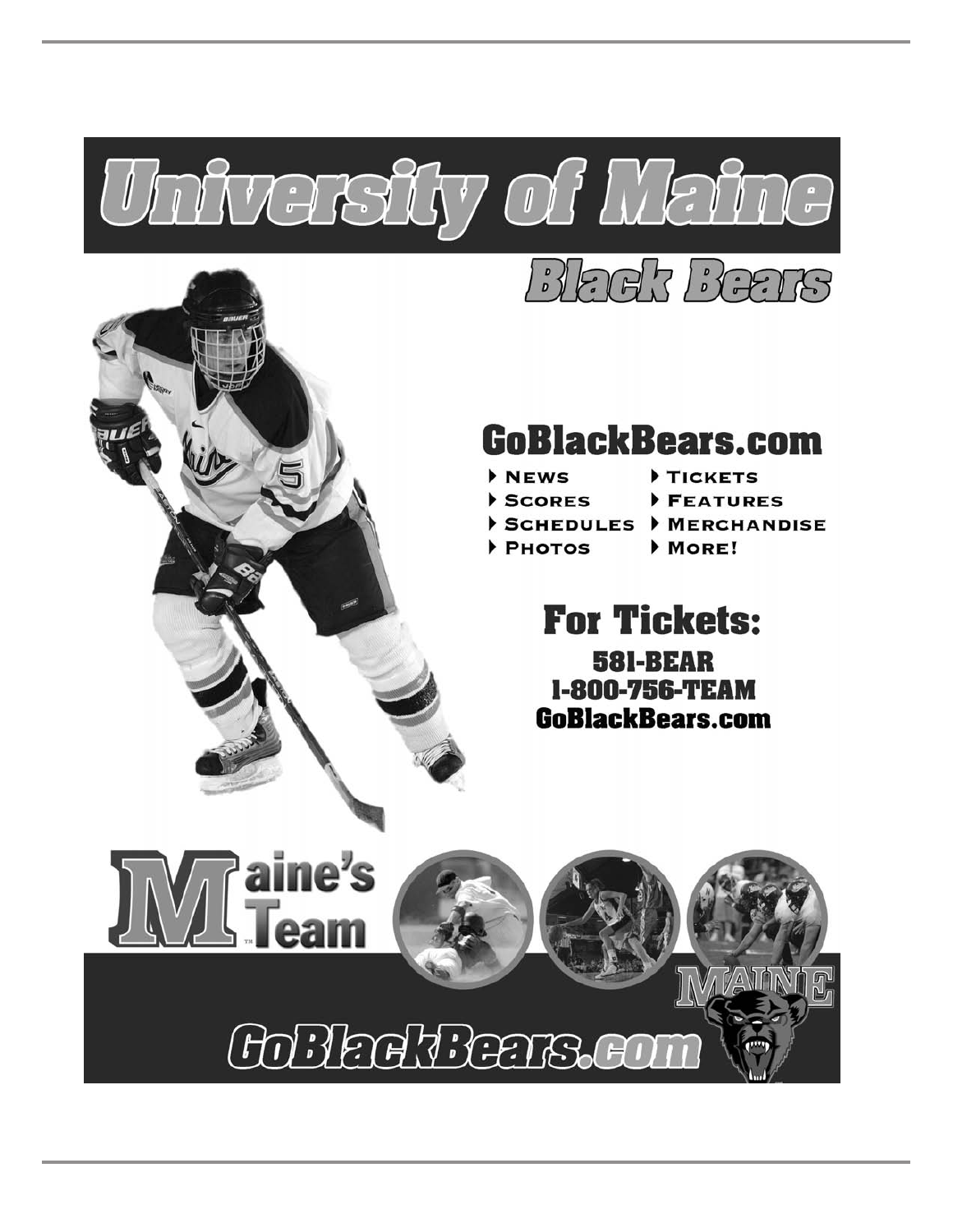# University of Maine

## Black Bears

## GoBlackBears.com

- News
- Scores
- Schedules
- Photos
- Tickets
- Features
- Merchandise
- More!

## For Tickets:

**581-BEAR**
**1-800-756-TEAM**
**GoBlackBears.com**

Maine's Team™

MAINE

GoBlackBears.com